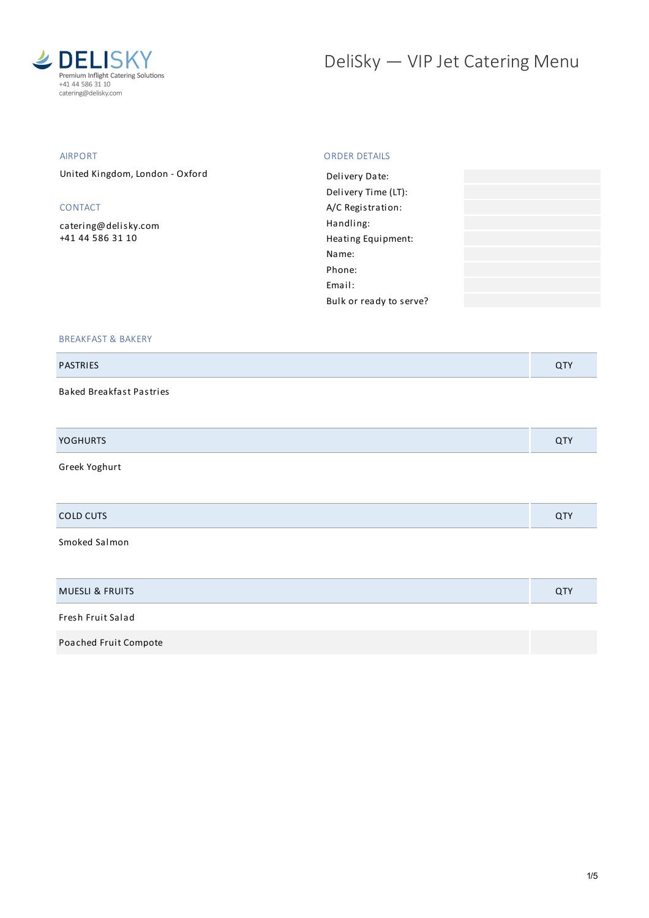**DELISKY**
Premium Inflight Catering Solutions
+41 44 586 31 10
catering@delisky.com

# DeliSky — VIP Jet Catering Menu

## AIRPORT

United Kingdom, London - Oxford

## CONTACT

catering@delisky.com
+41 44 586 31 10

## ORDER DETAILS

| | |
|---|---|
| Delivery Date: | |
| Delivery Time (LT): | |
| A/C Registration: | |
| Handling: | |
| Heating Equipment: | |
| Name: | |
| Phone: | |
| Email: | |
| Bulk or ready to serve? | |

## BREAKFAST & BAKERY

| PASTRIES | QTY |
|---|---|
| Baked Breakfast Pastries | |

| YOGHURTS | QTY |
|---|---|
| Greek Yoghurt | |

| COLD CUTS | QTY |
|---|---|
| Smoked Salmon | |

| MUESLI & FRUITS | QTY |
|---|---|
| Fresh Fruit Salad | |
| Poached Fruit Compote | |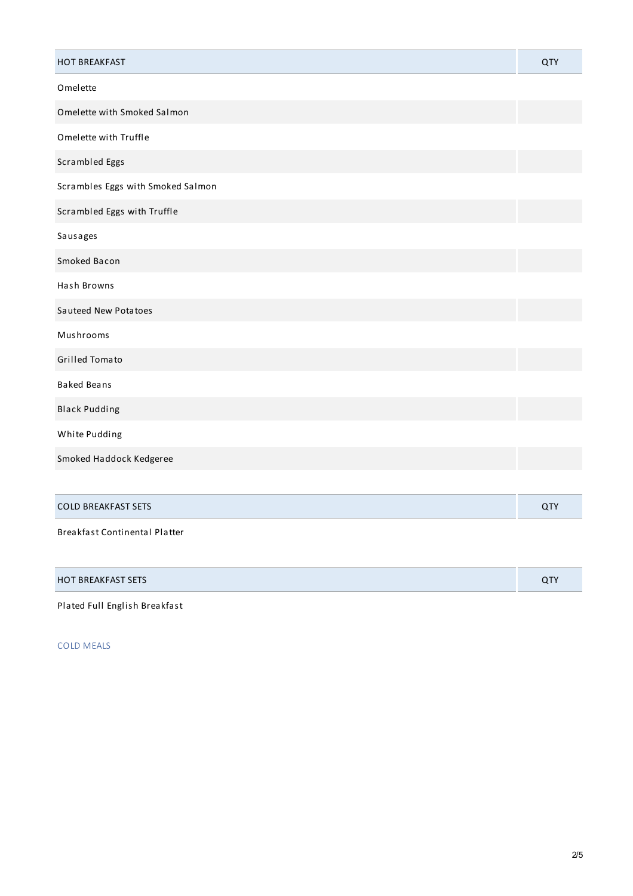| HOT BREAKFAST | QTY |
| --- | --- |
| Omelette | |
| Omelette with Smoked Salmon | |
| Omelette with Truffle | |
| Scrambled Eggs | |
| Scrambles Eggs with Smoked Salmon | |
| Scrambled Eggs with Truffle | |
| Sausages | |
| Smoked Bacon | |
| Hash Browns | |
| Sauteed New Potatoes | |
| Mushrooms | |
| Grilled Tomato | |
| Baked Beans | |
| Black Pudding | |
| White Pudding | |
| Smoked Haddock Kedgeree | |

| COLD BREAKFAST SETS | QTY |
| --- | --- |
| Breakfast Continental Platter | |

| HOT BREAKFAST SETS | QTY |
| --- | --- |
| Plated Full English Breakfast | |

COLD MEALS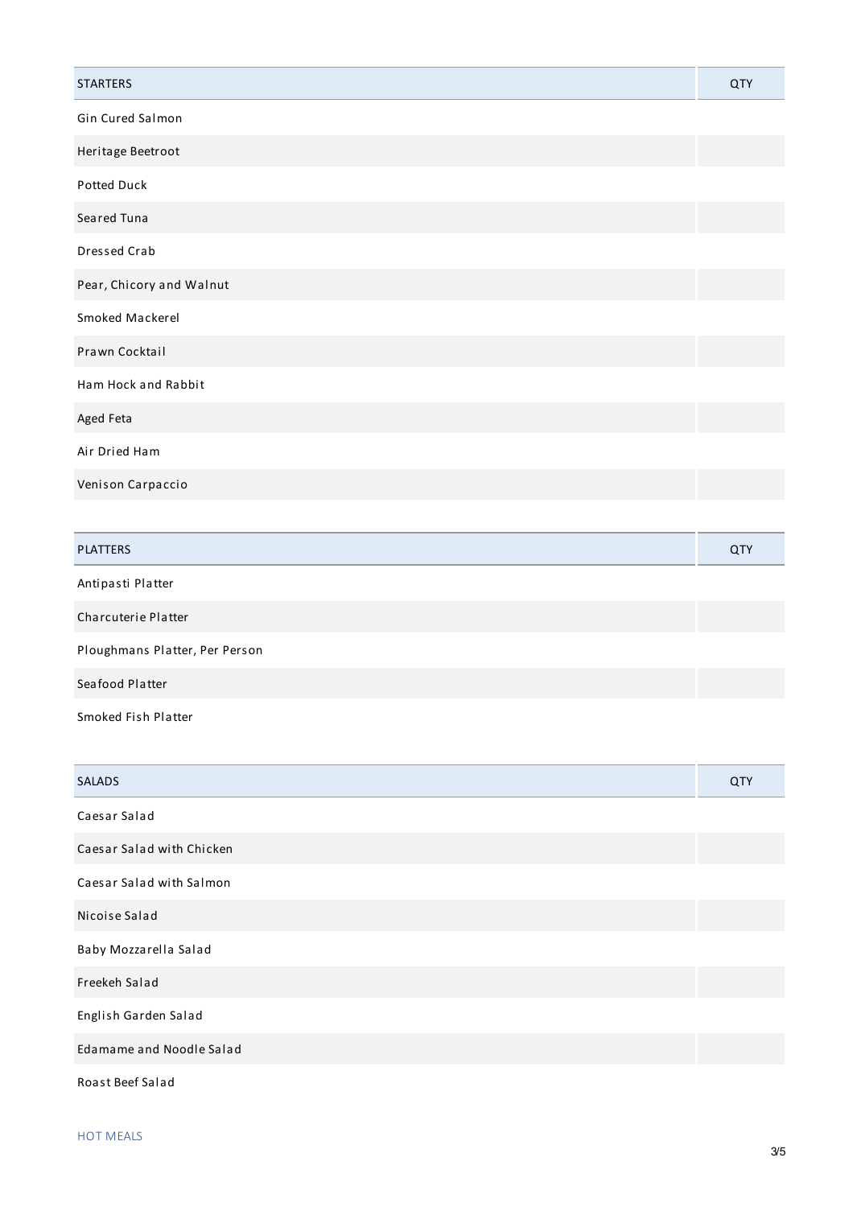| STARTERS | QTY |
| --- | --- |
| Gin Cured Salmon | |
| Heritage Beetroot | |
| Potted Duck | |
| Seared Tuna | |
| Dressed Crab | |
| Pear, Chicory and Walnut | |
| Smoked Mackerel | |
| Prawn Cocktail | |
| Ham Hock and Rabbit | |
| Aged Feta | |
| Air Dried Ham | |
| Venison Carpaccio | |

| PLATTERS | QTY |
| --- | --- |
| Antipasti Platter | |
| Charcuterie Platter | |
| Ploughmans Platter, Per Person | |
| Seafood Platter | |
| Smoked Fish Platter | |

| SALADS | QTY |
| --- | --- |
| Caesar Salad | |
| Caesar Salad with Chicken | |
| Caesar Salad with Salmon | |
| Nicoise Salad | |
| Baby Mozzarella Salad | |
| Freekeh Salad | |
| English Garden Salad | |
| Edamame and Noodle Salad | |
| Roast Beef Salad | |

HOT MEALS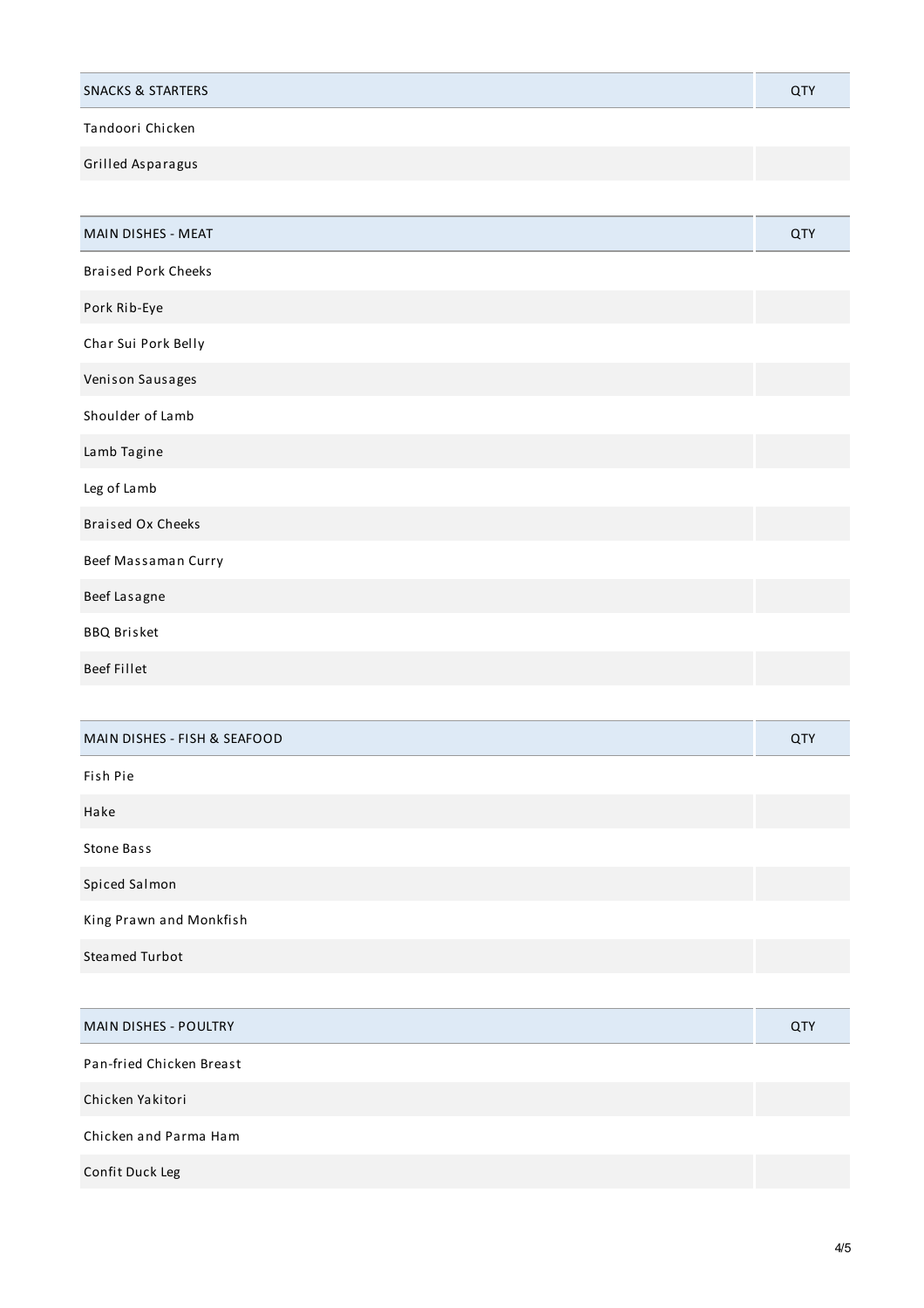| SNACKS & STARTERS | QTY |
| --- | --- |
| Tandoori Chicken | |
| Grilled Asparagus | |

| MAIN DISHES - MEAT | QTY |
| --- | --- |
| Braised Pork Cheeks | |
| Pork Rib-Eye | |
| Char Sui Pork Belly | |
| Venison Sausages | |
| Shoulder of Lamb | |
| Lamb Tagine | |
| Leg of Lamb | |
| Braised Ox Cheeks | |
| Beef Massaman Curry | |
| Beef Lasagne | |
| BBQ Brisket | |
| Beef Fillet | |

| MAIN DISHES - FISH & SEAFOOD | QTY |
| --- | --- |
| Fish Pie | |
| Hake | |
| Stone Bass | |
| Spiced Salmon | |
| King Prawn and Monkfish | |
| Steamed Turbot | |

| MAIN DISHES - POULTRY | QTY |
| --- | --- |
| Pan-fried Chicken Breast | |
| Chicken Yakitori | |
| Chicken and Parma Ham | |
| Confit Duck Leg | |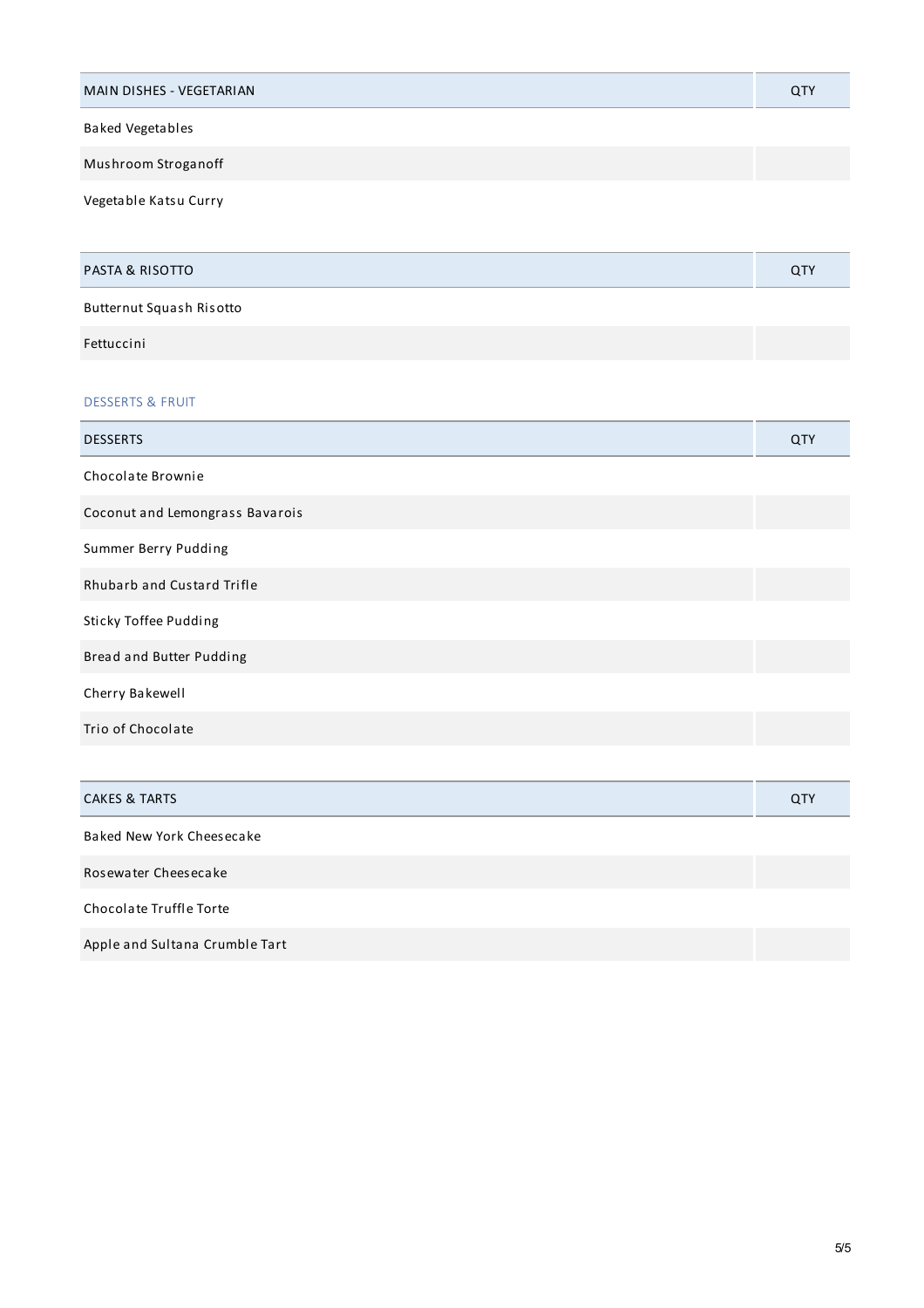| MAIN DISHES - VEGETARIAN | QTY |
| --- | --- |
| Baked Vegetables | |
| Mushroom Stroganoff | |
| Vegetable Katsu Curry | |

| PASTA & RISOTTO | QTY |
| --- | --- |
| Butternut Squash Risotto | |
| Fettuccini | |

## DESSERTS & FRUIT

| DESSERTS | QTY |
| --- | --- |
| Chocolate Brownie | |
| Coconut and Lemongrass Bavarois | |
| Summer Berry Pudding | |
| Rhubarb and Custard Trifle | |
| Sticky Toffee Pudding | |
| Bread and Butter Pudding | |
| Cherry Bakewell | |
| Trio of Chocolate | |

| CAKES & TARTS | QTY |
| --- | --- |
| Baked New York Cheesecake | |
| Rosewater Cheesecake | |
| Chocolate Truffle Torte | |
| Apple and Sultana Crumble Tart | |